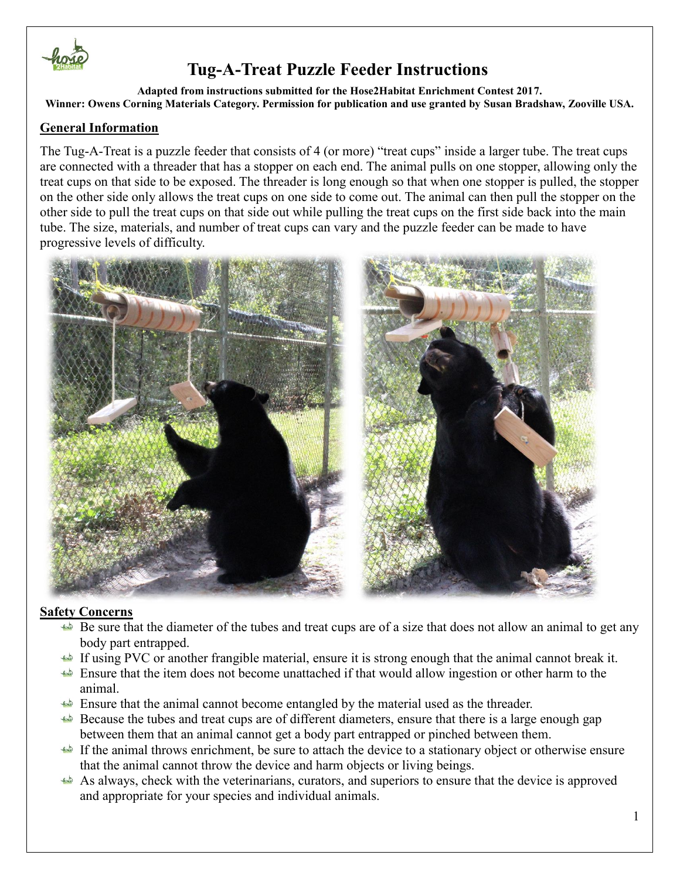# Tug-A-Treat Puzzle Feeder Instructions

**Adapted from instructions submitted for the Hose2Habitat Enrichment Contest 2017.**
**Winner: Owens Corning Materials Category. Permission for publication and use granted by Susan Bradshaw, Zooville USA.**

## General Information

The Tug-A-Treat is a puzzle feeder that consists of 4 (or more) "treat cups" inside a larger tube. The treat cups are connected with a threader that has a stopper on each end. The animal pulls on one stopper, allowing only the treat cups on that side to be exposed. The threader is long enough so that when one stopper is pulled, the stopper on the other side only allows the treat cups on one side to come out. The animal can then pull the stopper on the other side to pull the treat cups on that side out while pulling the treat cups on the first side back into the main tube. The size, materials, and number of treat cups can vary and the puzzle feeder can be made to have progressive levels of difficulty.

## Safety Concerns

- Be sure that the diameter of the tubes and treat cups are of a size that does not allow an animal to get any body part entrapped.
- If using PVC or another frangible material, ensure it is strong enough that the animal cannot break it.
- Ensure that the item does not become unattached if that would allow ingestion or other harm to the animal.
- Ensure that the animal cannot become entangled by the material used as the threader.
- Because the tubes and treat cups are of different diameters, ensure that there is a large enough gap between them that an animal cannot get a body part entrapped or pinched between them.
- If the animal throws enrichment, be sure to attach the device to a stationary object or otherwise ensure that the animal cannot throw the device and harm objects or living beings.
- As always, check with the veterinarians, curators, and superiors to ensure that the device is approved and appropriate for your species and individual animals.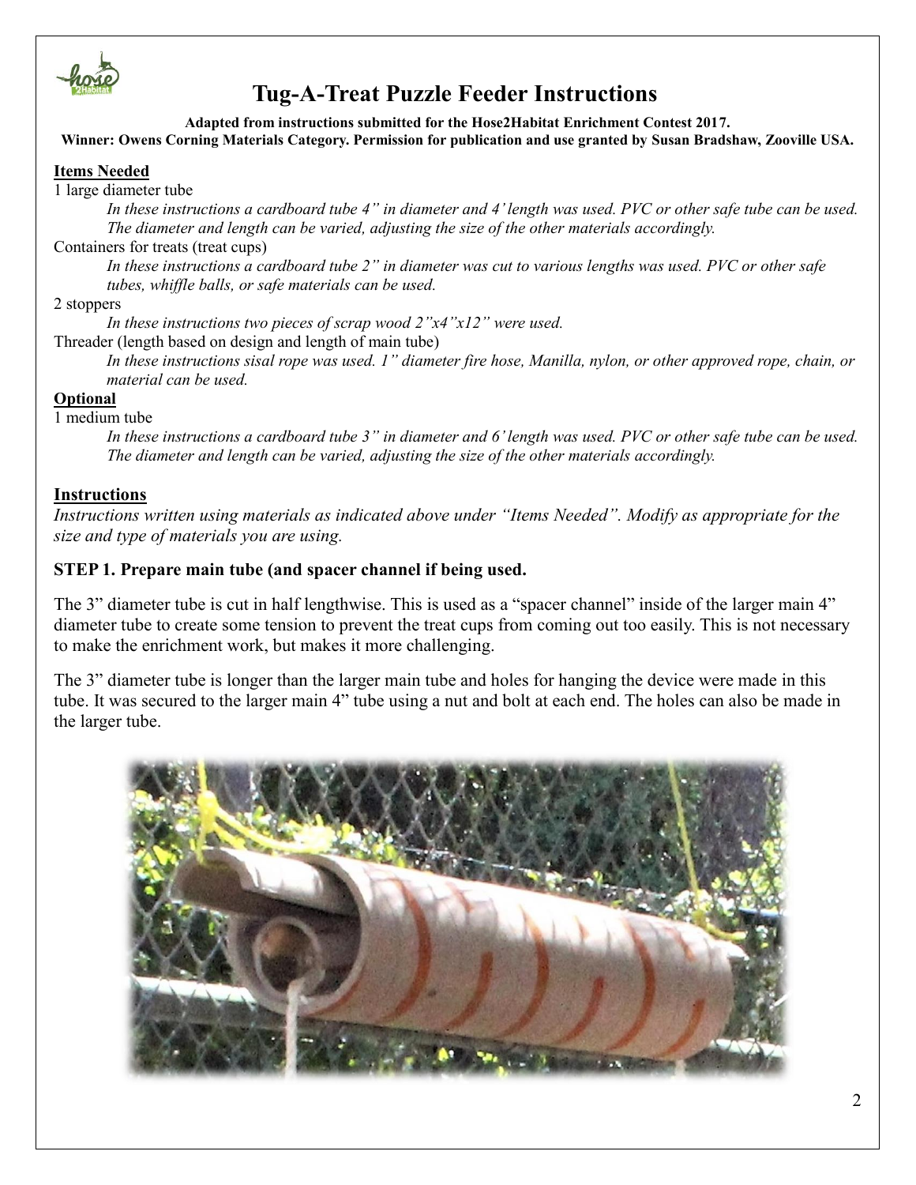# Tug-A-Treat Puzzle Feeder Instructions

**Adapted from instructions submitted for the Hose2Habitat Enrichment Contest 2017.**
**Winner: Owens Corning Materials Category. Permission for publication and use granted by Susan Bradshaw, Zooville USA.**

## Items Needed

1 large diameter tube

*In these instructions a cardboard tube 4" in diameter and 4' length was used. PVC or other safe tube can be used. The diameter and length can be varied, adjusting the size of the other materials accordingly.*

Containers for treats (treat cups)

*In these instructions a cardboard tube 2" in diameter was cut to various lengths was used. PVC or other safe tubes, whiffle balls, or safe materials can be used.*

2 stoppers

*In these instructions two pieces of scrap wood 2"x4"x12" were used.*

Threader (length based on design and length of main tube)

*In these instructions sisal rope was used. 1" diameter fire hose, Manilla, nylon, or other approved rope, chain, or material can be used.*

## Optional

1 medium tube

*In these instructions a cardboard tube 3" in diameter and 6' length was used. PVC or other safe tube can be used. The diameter and length can be varied, adjusting the size of the other materials accordingly.*

## Instructions

*Instructions written using materials as indicated above under "Items Needed". Modify as appropriate for the size and type of materials you are using.*

### STEP 1. Prepare main tube (and spacer channel if being used.

The 3" diameter tube is cut in half lengthwise. This is used as a "spacer channel" inside of the larger main 4" diameter tube to create some tension to prevent the treat cups from coming out too easily. This is not necessary to make the enrichment work, but makes it more challenging.

The 3" diameter tube is longer than the larger main tube and holes for hanging the device were made in this tube. It was secured to the larger main 4" tube using a nut and bolt at each end. The holes can also be made in the larger tube.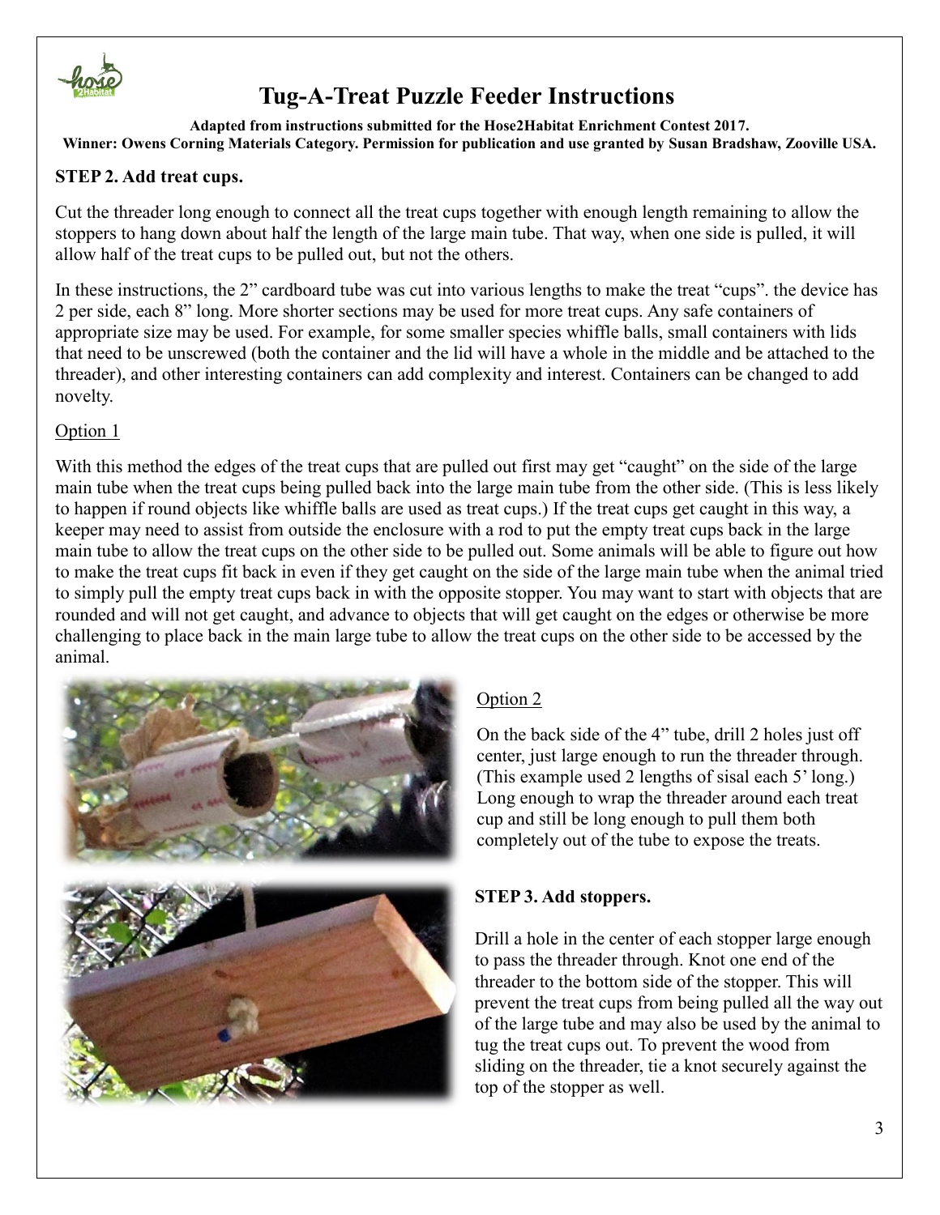# Tug-A-Treat Puzzle Feeder Instructions

**Adapted from instructions submitted for the Hose2Habitat Enrichment Contest 2017.**
**Winner: Owens Corning Materials Category. Permission for publication and use granted by Susan Bradshaw, Zooville USA.**

## STEP 2. Add treat cups.

Cut the threader long enough to connect all the treat cups together with enough length remaining to allow the stoppers to hang down about half the length of the large main tube. That way, when one side is pulled, it will allow half of the treat cups to be pulled out, but not the others.

In these instructions, the 2" cardboard tube was cut into various lengths to make the treat "cups". the device has 2 per side, each 8" long. More shorter sections may be used for more treat cups. Any safe containers of appropriate size may be used. For example, for some smaller species whiffle balls, small containers with lids that need to be unscrewed (both the container and the lid will have a whole in the middle and be attached to the threader), and other interesting containers can add complexity and interest. Containers can be changed to add novelty.

Option 1

With this method the edges of the treat cups that are pulled out first may get "caught" on the side of the large main tube when the treat cups being pulled back into the large main tube from the other side. (This is less likely to happen if round objects like whiffle balls are used as treat cups.) If the treat cups get caught in this way, a keeper may need to assist from outside the enclosure with a rod to put the empty treat cups back in the large main tube to allow the treat cups on the other side to be pulled out. Some animals will be able to figure out how to make the treat cups fit back in even if they get caught on the side of the large main tube when the animal tried to simply pull the empty treat cups back in with the opposite stopper. You may want to start with objects that are rounded and will not get caught, and advance to objects that will get caught on the edges or otherwise be more challenging to place back in the main large tube to allow the treat cups on the other side to be accessed by the animal.

Option 2

On the back side of the 4" tube, drill 2 holes just off center, just large enough to run the threader through. (This example used 2 lengths of sisal each 5' long.) Long enough to wrap the threader around each treat cup and still be long enough to pull them both completely out of the tube to expose the treats.

## STEP 3. Add stoppers.

Drill a hole in the center of each stopper large enough to pass the threader through. Knot one end of the threader to the bottom side of the stopper. This will prevent the treat cups from being pulled all the way out of the large tube and may also be used by the animal to tug the treat cups out. To prevent the wood from sliding on the threader, tie a knot securely against the top of the stopper as well.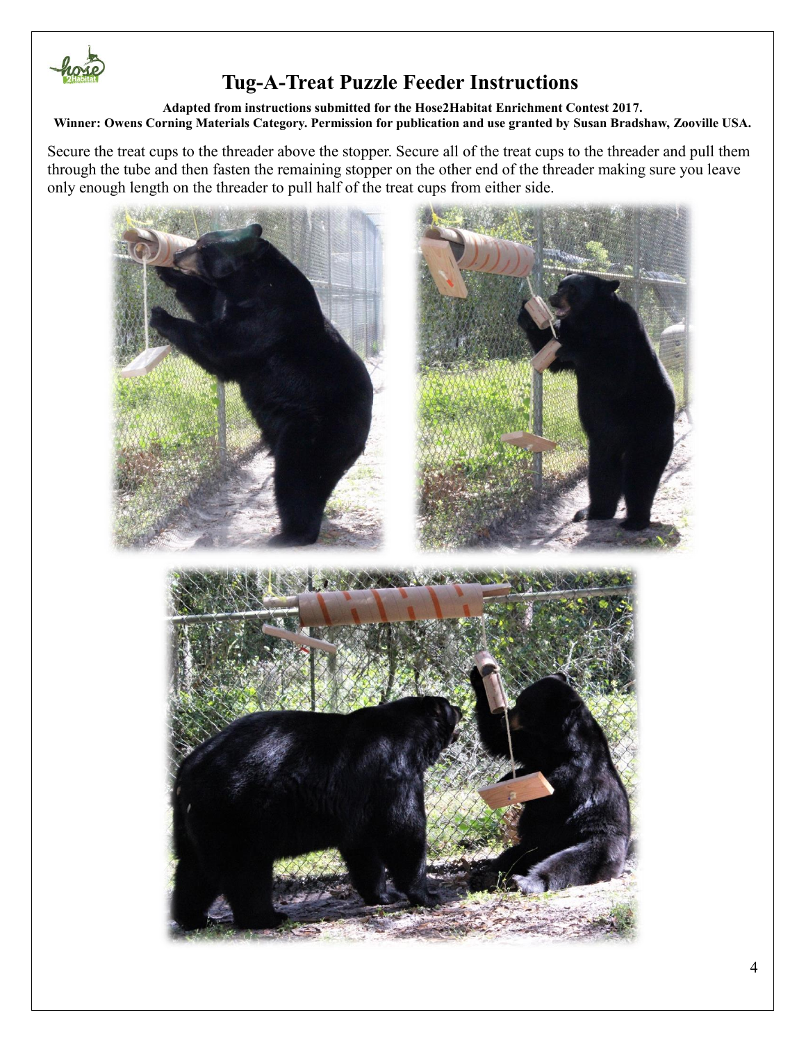# Tug-A-Treat Puzzle Feeder Instructions

**Adapted from instructions submitted for the Hose2Habitat Enrichment Contest 2017.**
**Winner: Owens Corning Materials Category. Permission for publication and use granted by Susan Bradshaw, Zooville USA.**

Secure the treat cups to the threader above the stopper. Secure all of the treat cups to the threader and pull them through the tube and then fasten the remaining stopper on the other end of the threader making sure you leave only enough length on the threader to pull half of the treat cups from either side.